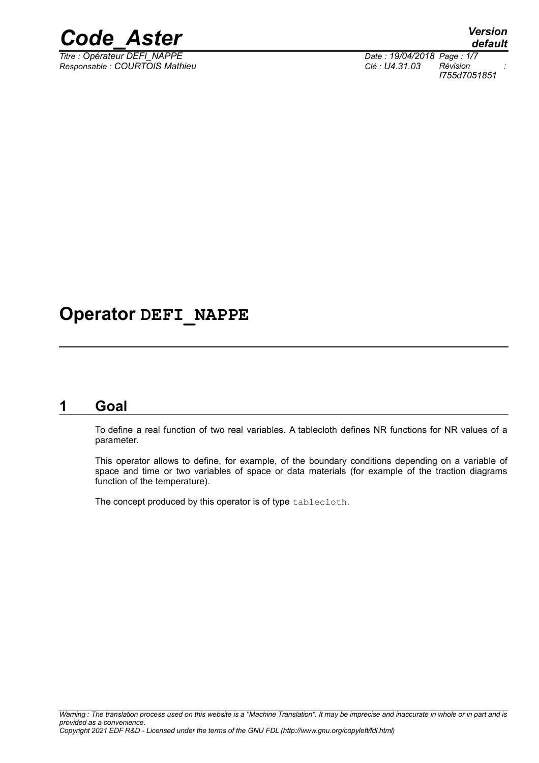# Operator DEFI_NAPPE

## 1 Goal

To define a real function of two real variables. A tablecloth defines NR functions for NR values of a parameter.

This operator allows to define, for example, of the boundary conditions depending on a variable of space and time or two variables of space or data materials (for example of the traction diagrams function of the temperature).

The concept produced by this operator is of type tablecloth.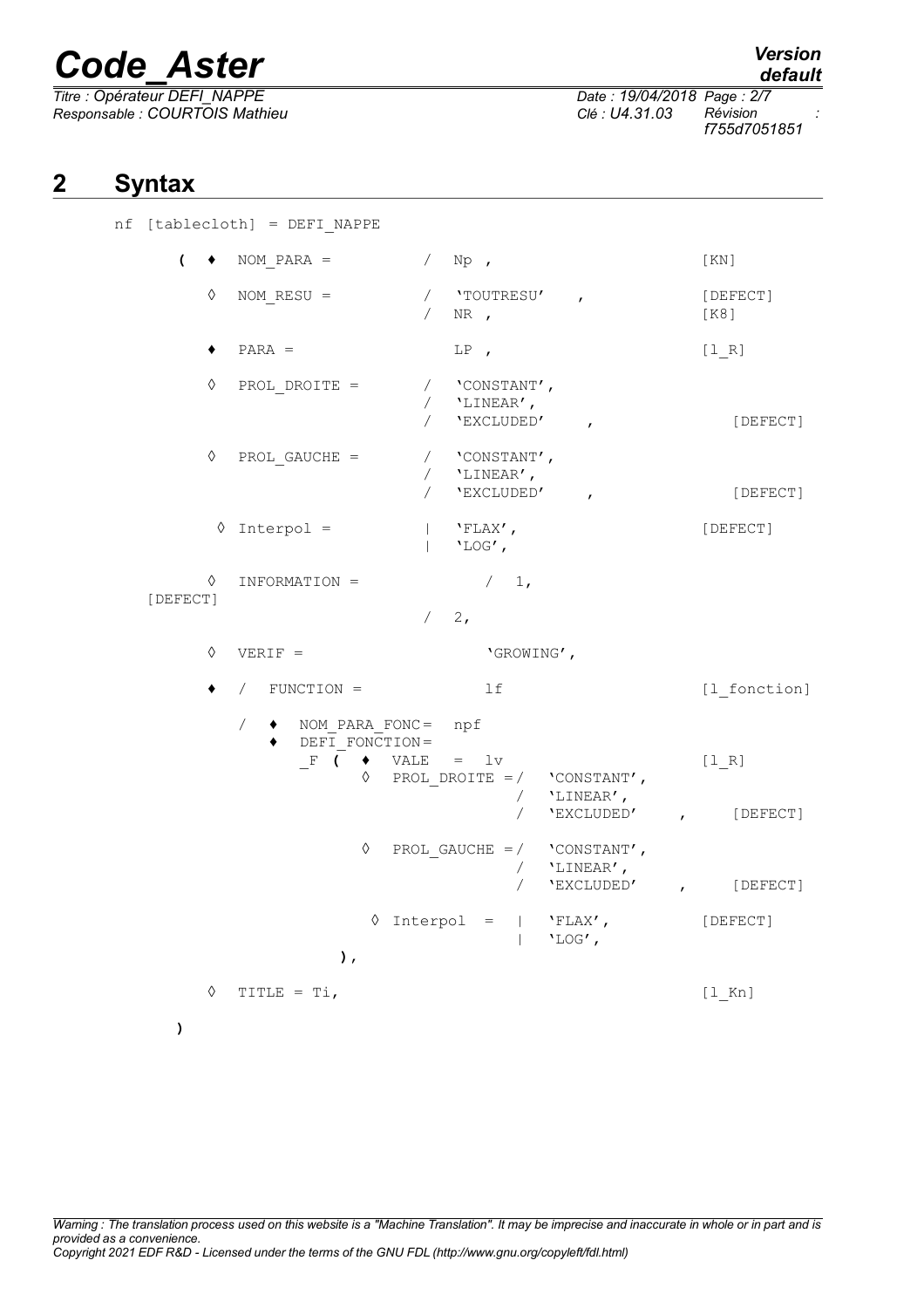## 2 Syntax

```
nf [tablecloth] = DEFI_NAPPE

    (  ♦  NOM_PARA =          /  Np ,                          [KN]

       ◊  NOM_RESU =          /  'TOUTRESU'   ,                [DEFECT]
                              /  NR ,                          [K8]

       ♦  PARA =                 LP ,                          [l_R]

       ◊  PROL_DROITE =       /  'CONSTANT',
                              /  'LINEAR',
                              /  'EXCLUDED'    ,                  [DEFECT]

       ◊  PROL_GAUCHE =       /  'CONSTANT',
                              /  'LINEAR',
                              /  'EXCLUDED'    ,                  [DEFECT]

        ◊ Interpol =          |  'FLAX',                       [DEFECT]
                              |  'LOG',

       ◊  INFORMATION =             /  1,
  [DEFECT]
                              /  2,

       ◊  VERIF =                     'GROWING',

       ♦  /  FUNCTION =            lf                          [l_fonction]

          /  ♦  NOM_PARA_FONC=  npf
             ♦  DEFI_FONCTION=
                _F  (  ♦  VALE   =  lv                         [l_R]
                       ◊  PROL_DROITE =/   'CONSTANT',
                                       /   'LINEAR',
                                       /   'EXCLUDED'    ,     [DEFECT]

                       ◊  PROL_GAUCHE =/   'CONSTANT',
                                       /   'LINEAR',
                                       /   'EXCLUDED'    ,     [DEFECT]

                        ◊ Interpol  =  |   'FLAX',             [DEFECT]
                                       |   'LOG',
                    ),

       ◊  TITLE = Ti,                                          [l_Kn]

    )
```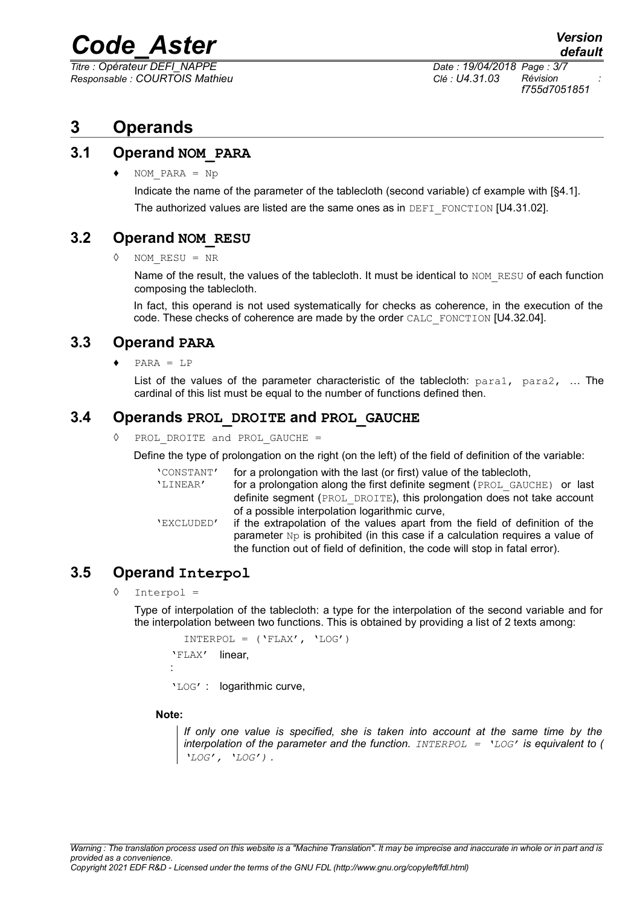# 3 Operands

## 3.1 Operand NOM_PARA

♦ `NOM_PARA = Np`

Indicate the name of the parameter of the tablecloth (second variable) cf example with [§4.1].

The authorized values are listed are the same ones as in `DEFI_FONCTION` [U4.31.02].

## 3.2 Operand NOM_RESU

◊ `NOM_RESU = NR`

Name of the result, the values of the tablecloth. It must be identical to `NOM_RESU` of each function composing the tablecloth.

In fact, this operand is not used systematically for checks as coherence, in the execution of the code. These checks of coherence are made by the order `CALC_FONCTION` [U4.32.04].

## 3.3 Operand PARA

♦ `PARA = LP`

List of the values of the parameter characteristic of the tablecloth: `para1, para2, ...` The cardinal of this list must be equal to the number of functions defined then.

## 3.4 Operands PROL_DROITE and PROL_GAUCHE

◊ `PROL_DROITE and PROL_GAUCHE =`

Define the type of prolongation on the right (on the left) of the field of definition of the variable:

| | |
|---|---|
| 'CONSTANT' | for a prolongation with the last (or first) value of the tablecloth, |
| 'LINEAR' | for a prolongation along the first definite segment (`PROL_GAUCHE`) or last definite segment (`PROL_DROITE`), this prolongation does not take account of a possible interpolation logarithmic curve, |
| 'EXCLUDED' | if the extrapolation of the values apart from the field of definition of the parameter `Np` is prohibited (in this case if a calculation requires a value of the function out of field of definition, the code will stop in fatal error). |

## 3.5 Operand Interpol

◊ `Interpol =`

Type of interpolation of the tablecloth: a type for the interpolation of the second variable and for the interpolation between two functions. This is obtained by providing a list of 2 texts among:

```
INTERPOL = ('FLAX', 'LOG')
```

'FLAX' : linear,

'LOG' : logarithmic curve,

**Note:**

*If only one value is specified, she is taken into account at the same time by the interpolation of the parameter and the function. `INTERPOL = 'LOG'` is equivalent to ( `'LOG', 'LOG'`) .*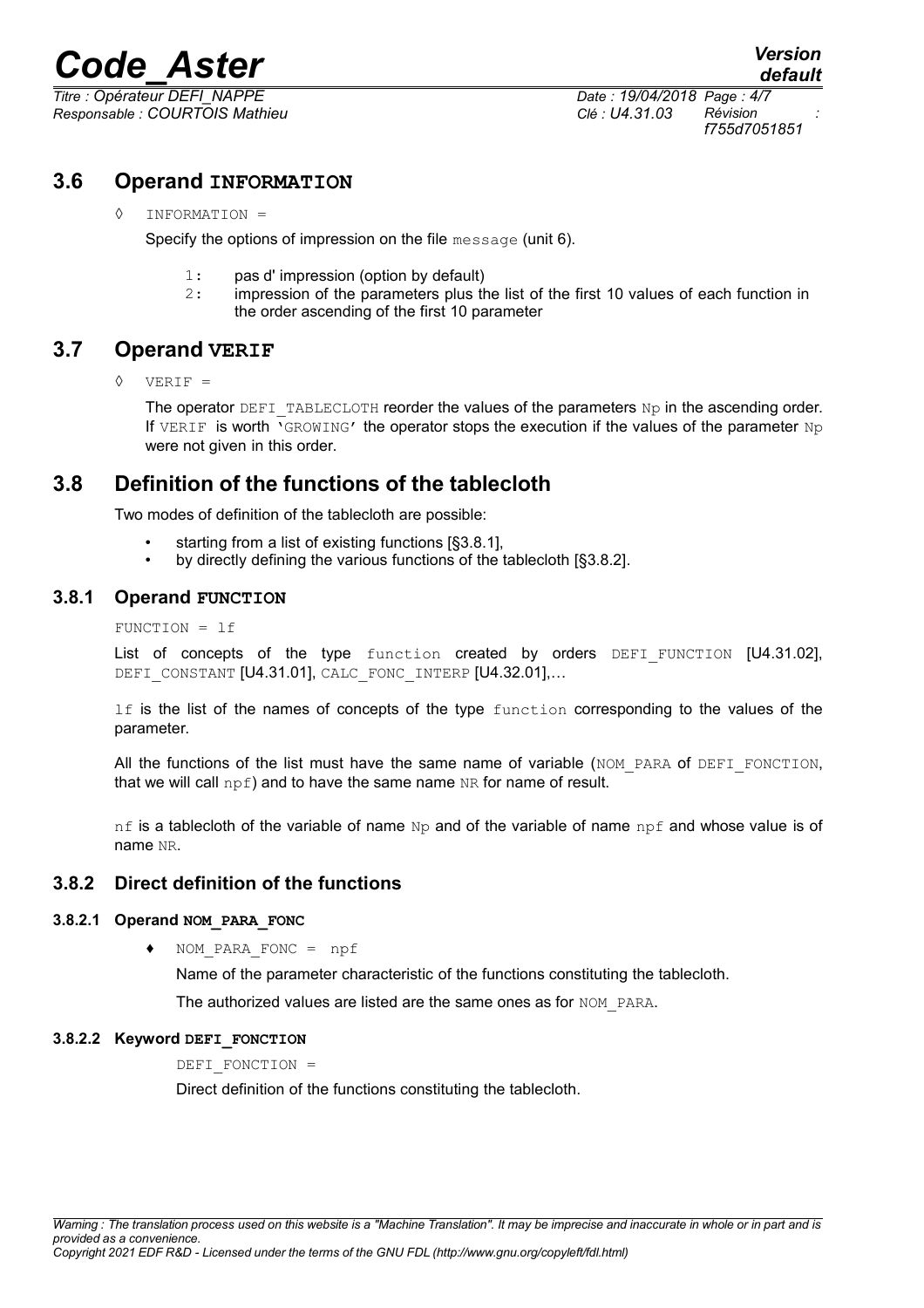## 3.6 Operand INFORMATION

◊ INFORMATION =

Specify the options of impression on the file message (unit 6).

1: pas d' impression (option by default)
2: impression of the parameters plus the list of the first 10 values of each function in the order ascending of the first 10 parameter

## 3.7 Operand VERIF

◊ VERIF =

The operator DEFI_TABLECLOTH reorder the values of the parameters Np in the ascending order. If VERIF is worth 'GROWING' the operator stops the execution if the values of the parameter Np were not given in this order.

## 3.8 Definition of the functions of the tablecloth

Two modes of definition of the tablecloth are possible:

- starting from a list of existing functions [§3.8.1],
- by directly defining the various functions of the tablecloth [§3.8.2].

### 3.8.1 Operand FUNCTION

FUNCTION = lf

List of concepts of the type function created by orders DEFI_FUNCTION [U4.31.02], DEFI_CONSTANT [U4.31.01], CALC_FONC_INTERP [U4.32.01],…

lf is the list of the names of concepts of the type function corresponding to the values of the parameter.

All the functions of the list must have the same name of variable (NOM_PARA of DEFI_FONCTION, that we will call npf) and to have the same name NR for name of result.

nf is a tablecloth of the variable of name Np and of the variable of name npf and whose value is of name NR.

### 3.8.2 Direct definition of the functions

#### 3.8.2.1 Operand NOM_PARA_FONC

♦ NOM_PARA_FONC = npf

Name of the parameter characteristic of the functions constituting the tablecloth.

The authorized values are listed are the same ones as for NOM_PARA.

#### 3.8.2.2 Keyword DEFI_FONCTION

DEFI_FONCTION =

Direct definition of the functions constituting the tablecloth.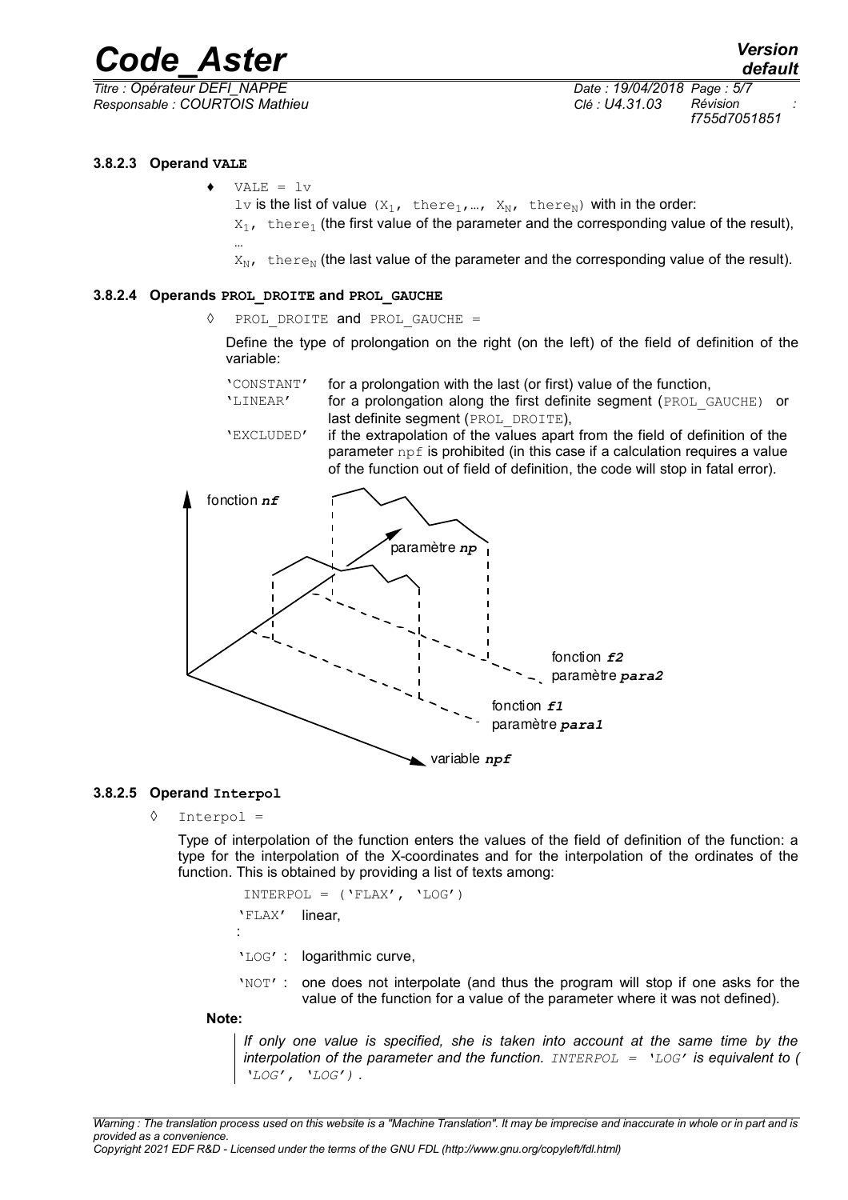#### 3.8.2.3 Operand **VALE**

♦ `VALE = lv`

`lv` is the list of value ($X_1$, $there_1$,…, $X_N$, $there_N$) with in the order:

$X_1$, $there_1$ (the first value of the parameter and the corresponding value of the result),

…

$X_N$, $there_N$ (the last value of the parameter and the corresponding value of the result).

#### 3.8.2.4 Operands **PROL_DROITE** and **PROL_GAUCHE**

◊ `PROL_DROITE` and `PROL_GAUCHE =`

Define the type of prolongation on the right (on the left) of the field of definition of the variable:

| | |
|---|---|
| 'CONSTANT' | for a prolongation with the last (or first) value of the function, |
| 'LINEAR' | for a prolongation along the first definite segment (PROL_GAUCHE) or last definite segment (PROL_DROITE), |
| 'EXCLUDED' | if the extrapolation of the values apart from the field of definition of the parameter npf is prohibited (in this case if a calculation requires a value of the function out of field of definition, the code will stop in fatal error). |

fonction ***nf***

paramètre ***np***

fonction ***f2***
paramètre ***para2***

fonction ***f1***
paramètre ***para1***

variable ***npf***

#### 3.8.2.5 Operand **Interpol**

◊ `Interpol =`

Type of interpolation of the function enters the values of the field of definition of the function: a type for the interpolation of the X-coordinates and for the interpolation of the ordinates of the function. This is obtained by providing a list of texts among:

`INTERPOL = ('FLAX', 'LOG')`

'FLAX' : linear,

'LOG' : logarithmic curve,

'NOT' : one does not interpolate (and thus the program will stop if one asks for the value of the function for a value of the parameter where it was not defined).

**Note:**

> *If only one value is specified, she is taken into account at the same time by the interpolation of the parameter and the function. `INTERPOL = 'LOG'` is equivalent to ( `'LOG', 'LOG'`) .*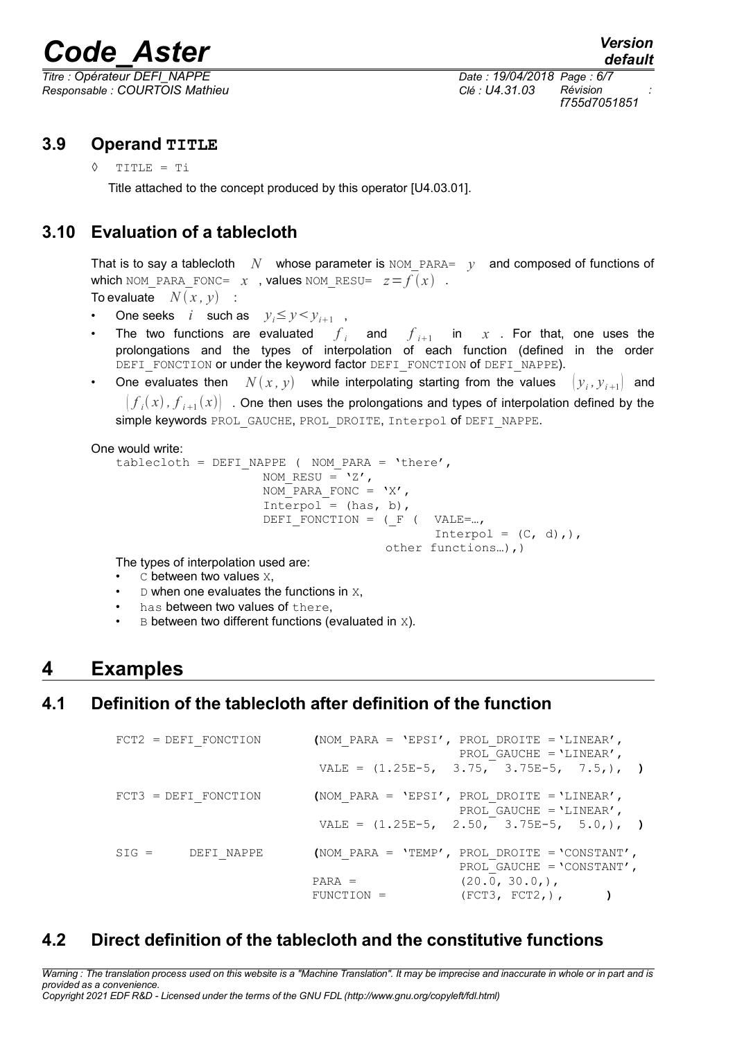## 3.9 Operand TITLE

◊ TITLE = Ti

Title attached to the concept produced by this operator [U4.03.01].

## 3.10 Evaluation of a tablecloth

That is to say a tablecloth $N$ whose parameter is NOM_PARA= $y$ and composed of functions of which NOM_PARA_FONC= $x$ , values NOM_RESU= $z=f(x)$ .

To evaluate $N(x,y)$ :

- One seeks $i$ such as $y_i \leq y < y_{i+1}$ ,
- The two functions are evaluated $f_i$ and $f_{i+1}$ in $x$ . For that, one uses the prolongations and the types of interpolation of each function (defined in the order DEFI_FONCTION or under the keyword factor DEFI_FONCTION of DEFI_NAPPE).
- One evaluates then $N(x,y)$ while interpolating starting from the values $(y_i, y_{i+1})$ and $(f_i(x), f_{i+1}(x))$ . One then uses the prolongations and types of interpolation defined by the simple keywords PROL_GAUCHE, PROL_DROITE, Interpol of DEFI_NAPPE.

One would write:

```
tablecloth = DEFI_NAPPE ( NOM_PARA = 'there',
                    NOM_RESU = 'Z',
                    NOM_PARA_FONC = 'X',
                    Interpol = (has, b),
                    DEFI_FONCTION = (_F (  VALE=…,
                                          Interpol = (C, d),),
                                   other functions…),)
```

The types of interpolation used are:

- C between two values X,
- D when one evaluates the functions in X,
- has between two values of there,
- B between two different functions (evaluated in X).

# 4 Examples

## 4.1 Definition of the tablecloth after definition of the function

```
FCT2 = DEFI_FONCTION       (NOM_PARA = 'EPSI', PROL_DROITE ='LINEAR',
                                               PROL_GAUCHE ='LINEAR',
                            VALE = (1.25E-5,  3.75,  3.75E-5,  7.5,),  )

FCT3 = DEFI_FONCTION       (NOM_PARA = 'EPSI', PROL_DROITE ='LINEAR',
                                               PROL_GAUCHE ='LINEAR',
                            VALE = (1.25E-5,  2.50,  3.75E-5,  5.0,),  )

SIG =     DEFI_NAPPE       (NOM_PARA = 'TEMP', PROL_DROITE ='CONSTANT',
                                               PROL_GAUCHE ='CONSTANT',
                           PARA =              (20.0, 30.0,),
                           FUNCTION =          (FCT3, FCT2,),        )
```

## 4.2 Direct definition of the tablecloth and the constitutive functions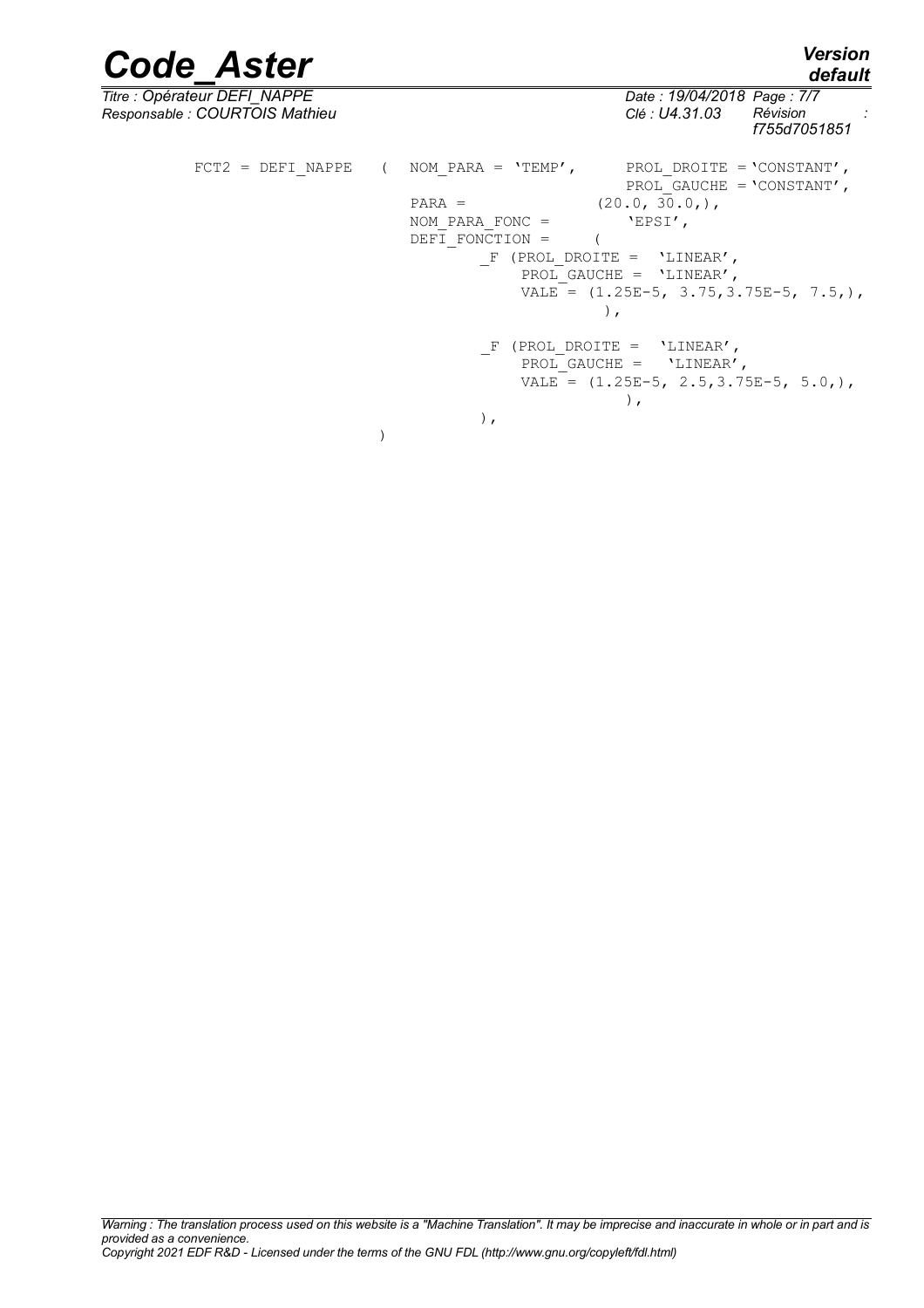```
FCT2 = DEFI_NAPPE   (  NOM_PARA = 'TEMP',      PROL_DROITE = 'CONSTANT',
                                               PROL_GAUCHE = 'CONSTANT',
                       PARA =                (20.0, 30.0,),
                       NOM_PARA_FONC =         'EPSI',
                       DEFI_FONCTION =      (
                               _F (PROL_DROITE =  'LINEAR',
                                   PROL_GAUCHE =  'LINEAR',
                                   VALE = (1.25E-5, 3.75,3.75E-5, 7.5,),
                                          ),

                               _F (PROL_DROITE =  'LINEAR',
                                   PROL_GAUCHE =   'LINEAR',
                                   VALE = (1.25E-5, 2.5,3.75E-5, 5.0,),
                                              ),
                               ),
                    )
```